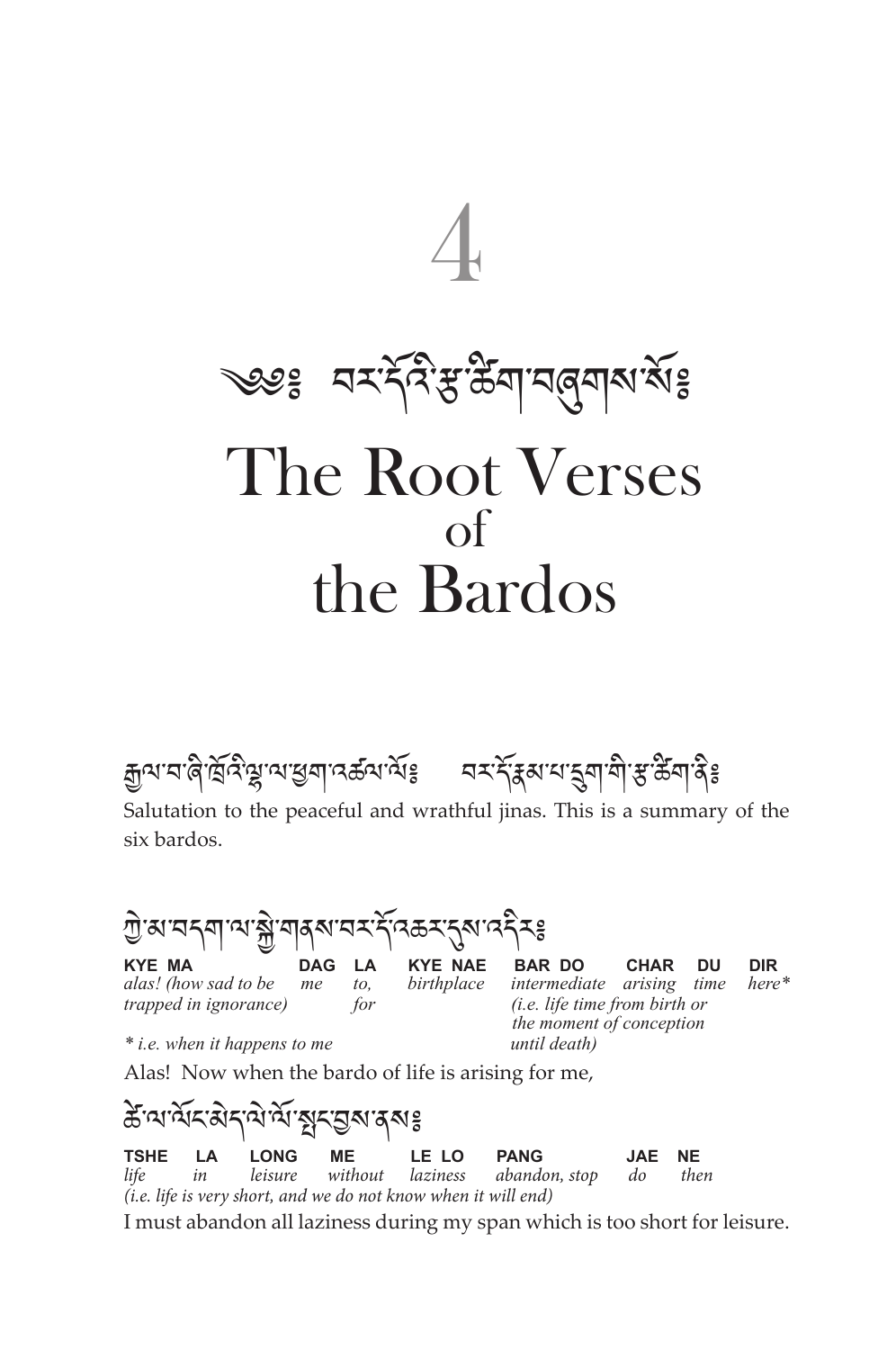# 4

# ༄༅། བར་དོའི་རྩ་ཚིག་བཞུགས་སོ།

# The Root Verses of the Bardos

རྒྱལ་བ་ཞི་ཁྲོའི་ལྷ་ལ་ཕྱག་འཚལ་ལོ། བར་དོ་རྣམ་པ་དྲུག་གི་རྩ་ཚིག་ནི།

Salutation to the peaceful and wrathful jinas. This is a summary of the six bardos.

ཀྱེ་མ་བདག་ལ་སྐྱེ་གནས་བར་དོ་འཆར་དུས་འདིར།

| KYE MA | DAG | LA | KYE NAE | BAR DO | CHAR | DU | DIR |
|---|---|---|---|---|---|---|---|
| *alas! (how sad to be trapped in ignorance)* | *me* | *to, for* | *birthplace* | *intermediate (i.e. life time from birth or the moment of conception until death)* | *arising* | *time* | *here** |

*\* i.e. when it happens to me*

Alas! Now when the bardo of life is arising for me,

ཚེ་ལ་ལོང་མེད་ལེ་ལོ་སྤང་བྱས་ནས།

| TSHE | LA | LONG | ME | LE LO | PANG | JAE | NE |
|---|---|---|---|---|---|---|---|
| *life* | *in* | *leisure* | *without* | *laziness* | *abandon, stop* | *do* | *then* |

*(i.e. life is very short, and we do not know when it will end)*

I must abandon all laziness during my span which is too short for leisure.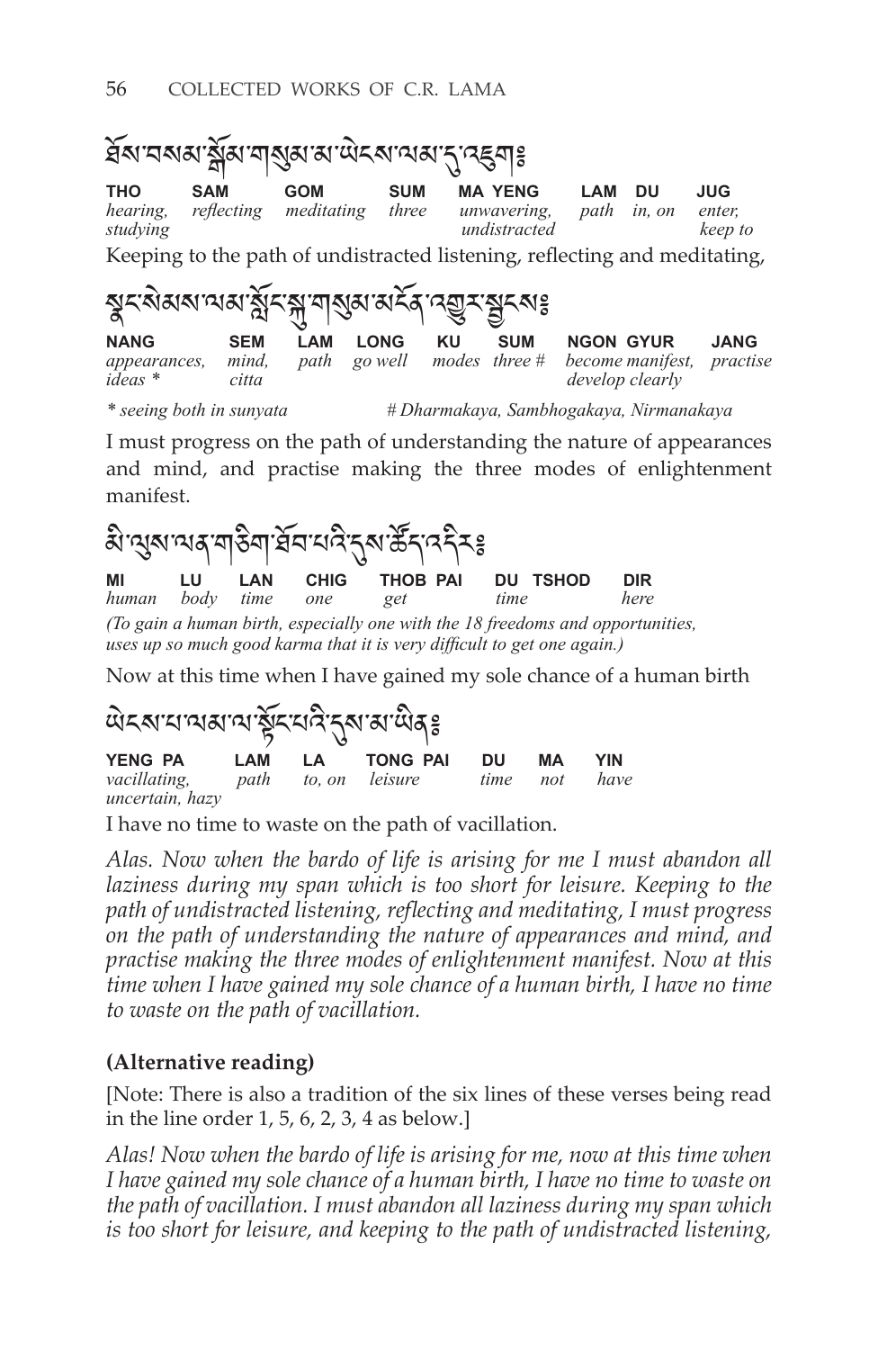ཐོས་བསམ་སྒོམ་གསུམ་མ་ཡེངས་ལམ་དུ་འཇུག༔

| THO | SAM | GOM | SUM | MA YENG | LAM | DU | JUG |
|---|---|---|---|---|---|---|---|
| *hearing, studying* | *reflecting* | *meditating* | *three* | *unwavering, undistracted* | *path* | *in, on* | *enter, keep to* |

Keeping to the path of undistracted listening, reflecting and meditating,

སྣང་སེམས་ལམ་སློང་སྐུ་གསུམ་མངོན་འགྱུར་སྦྱངས༔

| NANG | SEM | LAM | LONG | KU | SUM | NGON GYUR | JANG |
|---|---|---|---|---|---|---|---|
| *appearances, ideas* * | *mind, citta* | *path* | *go well* | *modes* | *three* # | *become manifest, develop clearly* | *practise* |

*\* seeing both in sunyata* *# Dharmakaya, Sambhogakaya, Nirmanakaya*

I must progress on the path of understanding the nature of appearances and mind, and practise making the three modes of enlightenment manifest.

མི་ལུས་ལན་གཅིག་ཐོབ་པའི་དུས་ཚོད་འདིར༔

| MI | LU | LAN | CHIG | THOB PAI | DU TSHOD | DIR |
|---|---|---|---|---|---|---|
| *human* | *body* | *time* | *one* | *get* | *time* | *here* |

*(To gain a human birth, especially one with the 18 freedoms and opportunities, uses up so much good karma that it is very difficult to get one again.)*

Now at this time when I have gained my sole chance of a human birth

ཡེངས་པ་ལམ་ལ་སྡོང་པའི་དུས་མ་ཡིན༔

| YENG PA | LAM | LA | TONG PAI | DU | MA | YIN |
|---|---|---|---|---|---|---|
| *vacillating, uncertain, hazy* | *path* | *to, on* | *leisure* | *time* | *not* | *have* |

I have no time to waste on the path of vacillation.

*Alas. Now when the bardo of life is arising for me I must abandon all laziness during my span which is too short for leisure. Keeping to the path of undistracted listening, reflecting and meditating, I must progress on the path of understanding the nature of appearances and mind, and practise making the three modes of enlightenment manifest. Now at this time when I have gained my sole chance of a human birth, I have no time to waste on the path of vacillation.*

**(Alternative reading)**

[Note: There is also a tradition of the six lines of these verses being read in the line order 1, 5, 6, 2, 3, 4 as below.]

*Alas! Now when the bardo of life is arising for me, now at this time when I have gained my sole chance of a human birth, I have no time to waste on the path of vacillation. I must abandon all laziness during my span which is too short for leisure, and keeping to the path of undistracted listening,*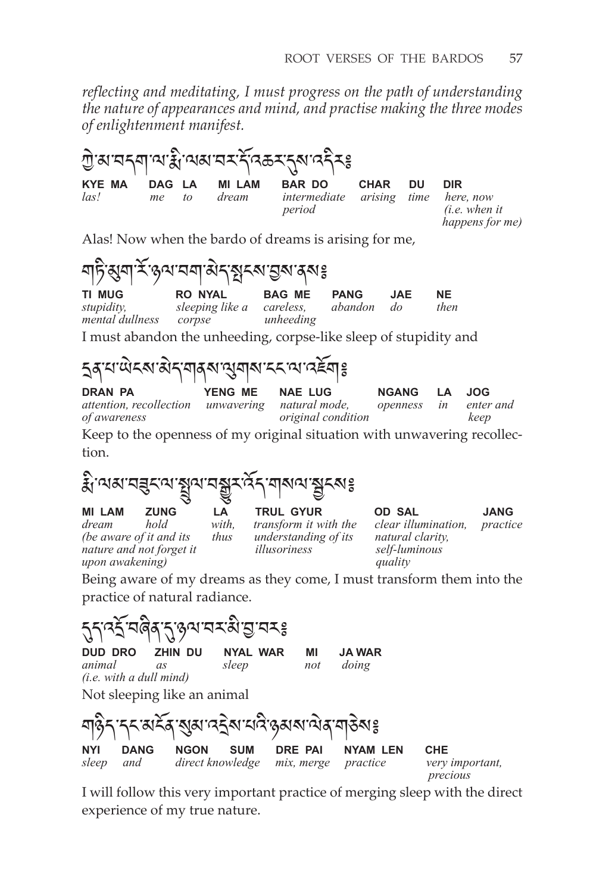*reflecting and meditating, I must progress on the path of understanding the nature of appearances and mind, and practise making the three modes of enlightenment manifest.*

ཀྱེ་མ་བདག་ལ་རྨི་ལམ་བར་དོ་འཆར་དུས་འདིར༔

| KYE MA | DAG | LA | MI LAM | BAR DO | CHAR | DU | DIR |
|---|---|---|---|---|---|---|---|
| *las!* | *me* | *to* | *dream* | *intermediate period* | *arising* | *time* | *here, now (i.e. when it happens for me)* |

Alas! Now when the bardo of dreams is arising for me,

གཏི་མུག་རོ་ཉལ་བག་མེད་སྤངས་བྱས་ནས༔

| TI MUG | RO NYAL | BAG ME | PANG | JAE | NE |
|---|---|---|---|---|---|
| *stupidity, mental dullness* | *sleeping like a corpse* | *careless, unheeding* | *abandon* | *do* | *then* |

I must abandon the unheeding, corpse-like sleep of stupidity and

དྲན་པ་ཡེངས་མེད་གནས་ལུགས་ངང་ལ་འཇོག༔

| DRAN PA | YENG ME | NAE LUG | NGANG | LA | JOG |
|---|---|---|---|---|---|
| *attention, recollection of awareness* | *unwavering* | *natural mode, original condition* | *openness* | *in* | *enter and keep* |

Keep to the openness of my original situation with unwavering recollection.

རྨི་ལམ་བཟུང་ལ་སྤྲུལ་བསྒྱུར་འོད་གསལ་སྦྱངས༔

| MI LAM | ZUNG | LA | TRUL GYUR | OD SAL | JANG |
|---|---|---|---|---|---|
| *dream* | *hold (be aware of it and its nature and not forget it upon awakening)* | *with, thus* | *transform it with the understanding of its illusoriness* | *clear illumination, natural clarity, self-luminous quality* | *practice* |

Being aware of my dreams as they come, I must transform them into the practice of natural radiance.

དུད་འགྲོ་བཞིན་དུ་ཉལ་བར་མི་བྱ་བར༔

| DUD DRO | ZHIN DU | NYAL WAR | MI | JA WAR |
|---|---|---|---|---|
| *animal (i.e. with a dull mind)* | *as* | *sleep* | *not* | *doing* |

Not sleeping like an animal

གཉིད་དང་མངོན་སུམ་འདྲེས་པའི་ཉམས་ལེན་གཅེས༔

| NYI | DANG | NGON SUM | DRE PAI | NYAM LEN | CHE |
|---|---|---|---|---|---|
| *sleep* | *and* | *direct knowledge* | *mix, merge* | *practice* | *very important, precious* |

I will follow this very important practice of merging sleep with the direct experience of my true nature.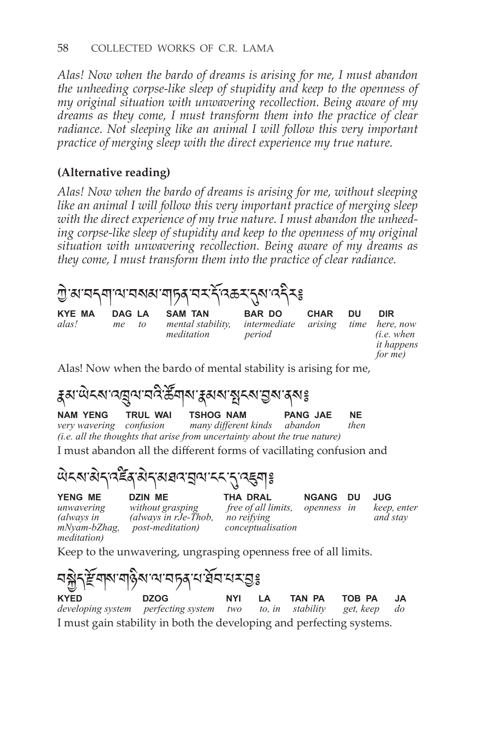*Alas! Now when the bardo of dreams is arising for me, I must abandon the unheeding corpse-like sleep of stupidity and keep to the openness of my original situation with unwavering recollection. Being aware of my dreams as they come, I must transform them into the practice of clear radiance. Not sleeping like an animal I will follow this very important practice of merging sleep with the direct experience my true nature.*

**(Alternative reading)**

*Alas! Now when the bardo of dreams is arising for me, without sleeping like an animal I will follow this very important practice of merging sleep with the direct experience of my true nature. I must abandon the unheeding corpse-like sleep of stupidity and keep to the openness of my original situation with unwavering recollection. Being aware of my dreams as they come, I must transform them into the practice of clear radiance.*

## ཀྱེ་མ་བདག་ལ་བསམ་གཏན་བར་དོ་འཆར་དུས་འདིར༔

| KYE MA | DAG LA | SAM TAN | BAR DO | CHAR | DU | DIR |
|---|---|---|---|---|---|---|
| *alas!* | *me to* | *mental stability, meditation* | *intermediate period* | *arising* | *time* | *here, now (i.e. when it happens for me)* |

Alas! Now when the bardo of mental stability is arising for me,

## རྣམ་ཡེངས་འཁྲུལ་བའི་ཚོགས་རྣམས་སྤངས་བྱས་ནས༔

| NAM YENG | TRUL WAI | TSHOG NAM | PANG JAE | NE |
|---|---|---|---|---|
| *very wavering* | *confusion* | *many different kinds* | *abandon* | *then* |

*(i.e. all the thoughts that arise from uncertainty about the true nature)*

I must abandon all the different forms of vacillating confusion and

## ཡེངས་མེད་འཛིན་མེད་མཐའ་བྲལ་ངང་དུ་འཇུག༔

| YENG ME | DZIN ME | THA DRAL | NGANG | DU | JUG |
|---|---|---|---|---|---|
| *unwavering (always in mNyam-bZhag, meditation)* | *without grasping (always in rJe-Thob, post-meditation)* | *free of all limits, no reifying conceptualisation* | *openness* | *in* | *keep, enter and stay* |

Keep to the unwavering, ungrasping openness free of all limits.

## བསྐྱེད་རྫོགས་གཉིས་ལ་བརྟན་པ་ཐོབ་པར་བྱ༔

| KYED | DZOG | NYI | LA | TAN PA | TOB PA | JA |
|---|---|---|---|---|---|---|
| *developing system* | *perfecting system* | *two* | *to, in* | *stability* | *get, keep* | *do* |

I must gain stability in both the developing and perfecting systems.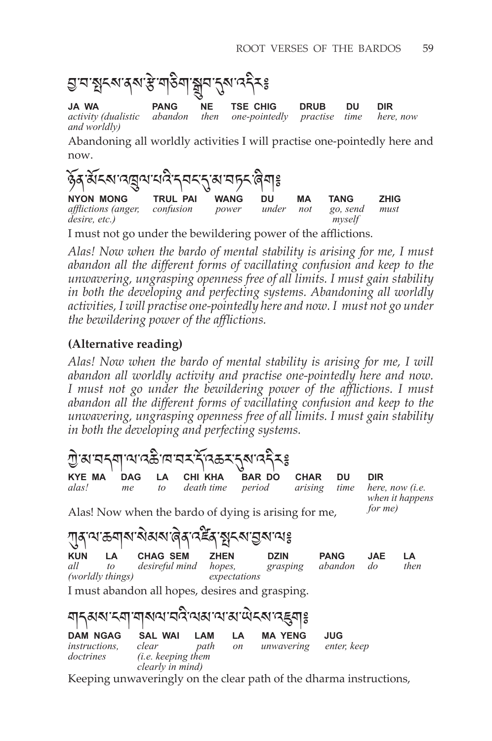བྱ་བ་སྤངས་ནས་རྩེ་གཅིག་སྒྲུབ་དུས་འདིར༔

| JA WA | PANG | NE | TSE CHIG | DRUB | DU | DIR |
|---|---|---|---|---|---|---|
| *activity (dualistic and worldly)* | *abandon* | *then* | *one-pointedly* | *practise* | *time* | *here, now* |

Abandoning all worldly activities I will practise one-pointedly here and now.

ཉོན་མོངས་འཁྲུལ་པའི་དབང་དུ་མ་བཏང་ཞིག༔

| NYON MONG | TRUL PAI | WANG | DU | MA | TANG | ZHIG |
|---|---|---|---|---|---|---|
| *afflictions (anger, desire, etc.)* | *confusion* | *power* | *under* | *not* | *go, send myself* | *must* |

I must not go under the bewildering power of the afflictions.

*Alas! Now when the bardo of mental stability is arising for me, I must abandon all the different forms of vacillating confusion and keep to the unwavering, ungrasping openness free of all limits. I must gain stability in both the developing and perfecting systems. Abandoning all worldly activities, I will practise one-pointedly here and now. I must not go under the bewildering power of the afflictions.*

**(Alternative reading)**

*Alas! Now when the bardo of mental stability is arising for me, I will abandon all worldly activity and practise one-pointedly here and now. I must not go under the bewildering power of the afflictions. I must abandon all the different forms of vacillating confusion and keep to the unwavering, ungrasping openness free of all limits. I must gain stability in both the developing and perfecting systems.*

ཀྱེ་མ་བདག་ལ་འཆི་ཁ་བར་དོ་འཆར་དུས་འདིར༔

| KYE MA | DAG | LA | CHI KHA | BAR DO | CHAR | DU | DIR |
|---|---|---|---|---|---|---|---|
| *alas!* | *me* | *to* | *death time* | *period* | *arising* | *time* | *here, now (i.e. when it happens for me)* |

Alas! Now when the bardo of dying is arising for me,

ཀུན་ལ་ཆགས་སེམས་ཞེན་འཛིན་སྤངས་བྱས་ལ༔

| KUN | LA | CHAG SEM | ZHEN | DZIN | PANG | JAE | LA |
|---|---|---|---|---|---|---|---|
| *all (worldly things)* | *to* | *desireful mind* | *hopes, expectations* | *grasping* | *abandon* | *do* | *then* |

I must abandon all hopes, desires and grasping.

གདམས་ངག་གསལ་བའི་ལམ་ལ་མ་ཡེངས་འཇུག༔

| DAM NGAG | SAL WAI | LAM | LA | MA YENG | JUG |
|---|---|---|---|---|---|
| *instructions, doctrines* | *clear (i.e. keeping them clearly in mind)* | *path* | *on* | *unwavering* | *enter, keep* |

Keeping unwaveringly on the clear path of the dharma instructions,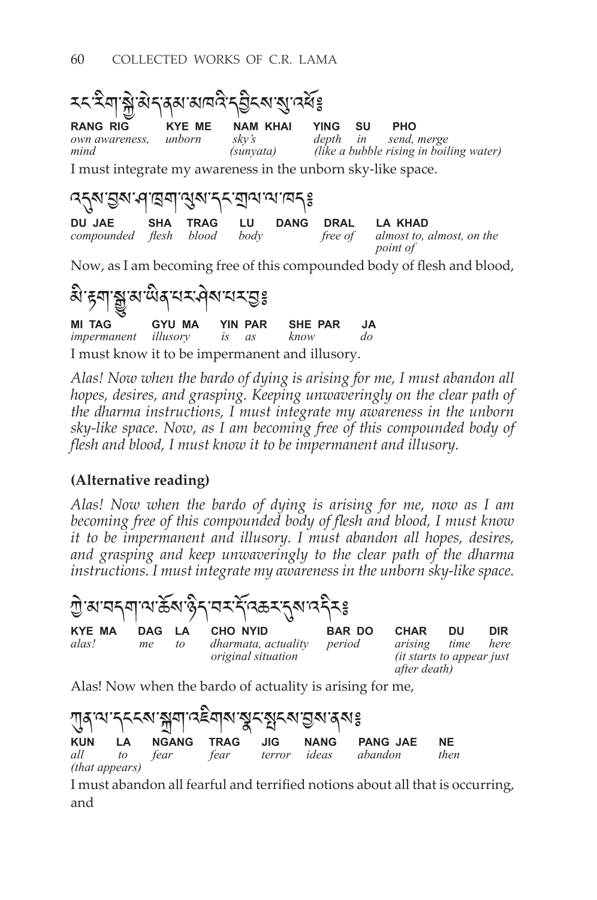རང་རིག་སྐྱེ་མེད་ནམ་མཁའི་དབྱིངས་སུ་འཕོ༔

| RANG RIG | KYE ME | NAM KHAI | YING | SU | PHO |
|---|---|---|---|---|---|
| *own awareness, mind* | *unborn* | *sky's (sunyata)* | *depth* | *in* | *send, merge (like a bubble rising in boiling water)* |

I must integrate my awareness in the unborn sky-like space.

འདུས་བྱས་ཤ་ཁྲག་ལུས་དང་བྲལ་ལ་ཁད༔

| DU JAE | SHA | TRAG | LU | DANG | DRAL | LA KHAD |
|---|---|---|---|---|---|---|
| *compounded* | *flesh* | *blood* | *body* | | *free of* | *almost to, almost, on the point of* |

Now, as I am becoming free of this compounded body of flesh and blood,

མི་རྟག་སྒྱུ་མ་ཡིན་པར་ཤེས་པར་བྱ༔

| MI TAG | GYU MA | YIN | PAR | SHE PAR | JA |
|---|---|---|---|---|---|
| *impermanent* | *illusory* | *is* | *as* | *know* | *do* |

I must know it to be impermanent and illusory.

*Alas! Now when the bardo of dying is arising for me, I must abandon all hopes, desires, and grasping. Keeping unwaveringly on the clear path of the dharma instructions, I must integrate my awareness in the unborn sky-like space. Now, as I am becoming free of this compounded body of flesh and blood, I must know it to be impermanent and illusory.*

**(Alternative reading)**

*Alas! Now when the bardo of dying is arising for me, now as I am becoming free of this compounded body of flesh and blood, I must know it to be impermanent and illusory. I must abandon all hopes, desires, and grasping and keep unwaveringly to the clear path of the dharma instructions. I must integrate my awareness in the unborn sky-like space.*

ཀྱེ་མ་བདག་ལ་ཆོས་ཉིད་བར་དོ་འཆར་དུས་འདིར༔

| KYE MA | DAG | LA | CHO NYID | BAR DO | CHAR | DU | DIR |
|---|---|---|---|---|---|---|---|
| *alas!* | *me* | *to* | *dharmata, actuality original situation* | *period* | *arising (it starts to appear just after death)* | *time* | *here* |

Alas! Now when the bardo of actuality is arising for me,

ཀུན་ལ་དངངས་སྐྲག་འཇིགས་སྣང་སྤངས་བྱས་ནས༔

| KUN | LA | NGANG | TRAG | JIG | NANG | PANG JAE | NE |
|---|---|---|---|---|---|---|---|
| *all (that appears)* | *to* | *fear* | *fear* | *terror* | *ideas* | *abandon* | *then* |

I must abandon all fearful and terrified notions about all that is occurring, and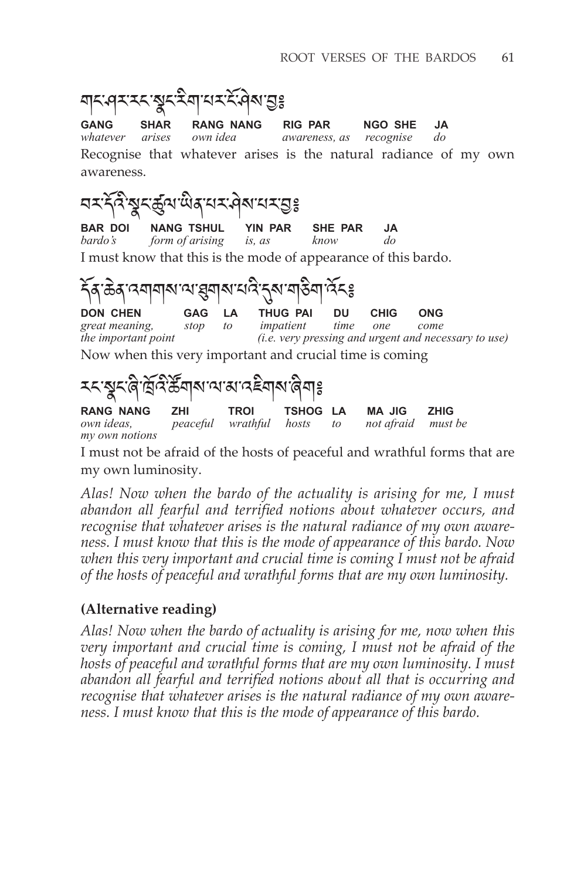གང་ཤར་རང་སྣང་རིག་པར་ངོ་ཤེས་བྱ༔

| GANG | SHAR | RANG NANG | RIG PAR | NGO SHE | JA |
|---|---|---|---|---|---|
| *whatever* | *arises* | *own idea* | *awareness, as* | *recognise* | *do* |

Recognise that whatever arises is the natural radiance of my own awareness.

བར་དོའི་སྣང་ཚུལ་ཡིན་པར་ཤེས་པར་བྱ༔

| BAR DOI | NANG TSHUL | YIN PAR | SHE PAR | JA |
|---|---|---|---|---|
| *bardo's* | *form of arising* | *is, as* | *know* | *do* |

I must know that this is the mode of appearance of this bardo.

དོན་ཆེན་འགག་ལ་ཐུག་པའི་དུས་གཅིག་འོང༔

| DON CHEN | GAG | LA | THUG PAI | DU | CHIG | ONG |
|---|---|---|---|---|---|---|
| *great meaning, the important point* | *stop* | *to* | *impatient* | *time* | *one* | *come* |

*(i.e. very pressing and urgent and necessary to use)*

Now when this very important and crucial time is coming

རང་སྣང་ཞི་ཁྲོའི་ཚོགས་ལ་མ་འཇིགས་ཞིག༔

| RANG NANG | ZHI | TROI | TSHOG | LA | MA JIG | ZHIG |
|---|---|---|---|---|---|---|
| *own ideas, my own notions* | *peaceful* | *wrathful* | *hosts* | *to* | *not afraid* | *must be* |

I must not be afraid of the hosts of peaceful and wrathful forms that are my own luminosity.

*Alas! Now when the bardo of the actuality is arising for me, I must abandon all fearful and terrified notions about whatever occurs, and recognise that whatever arises is the natural radiance of my own awareness. I must know that this is the mode of appearance of this bardo. Now when this very important and crucial time is coming I must not be afraid of the hosts of peaceful and wrathful forms that are my own luminosity.*

**(Alternative reading)**

*Alas! Now when the bardo of actuality is arising for me, now when this very important and crucial time is coming, I must not be afraid of the hosts of peaceful and wrathful forms that are my own luminosity. I must abandon all fearful and terrified notions about all that is occurring and recognise that whatever arises is the natural radiance of my own awareness. I must know that this is the mode of appearance of this bardo.*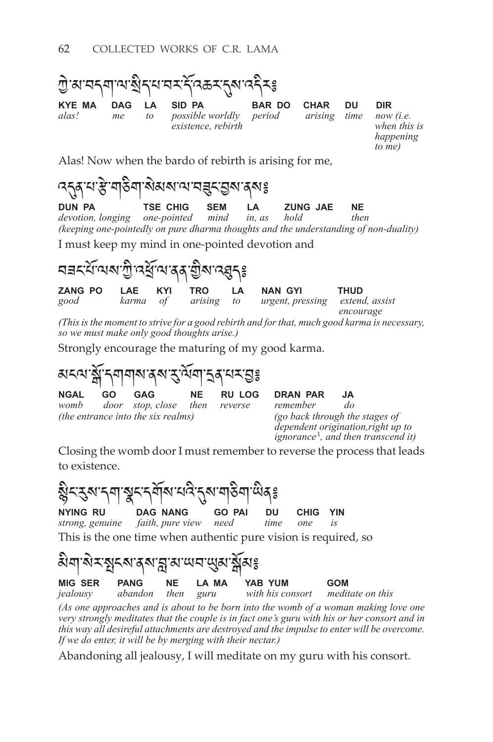ཀྱེ་མ་བདག་ལ་སྲིད་པ་བར་དོ་འཆར་དུས་འདིར༔

| KYE MA | DAG | LA | SID PA | BAR DO | CHAR | DU | DIR |
|---|---|---|---|---|---|---|---|
| *alas!* | *me* | *to* | *possible worldly existence, rebirth* | *period* | *arising* | *time* | *now (i.e. when this is happening to me)* |

Alas! Now when the bardo of rebirth is arising for me,

འདུན་པ་རྩེ་གཅིག་སེམས་ལ་བཟུང་བྱས་ནས༔

| DUN PA | TSE CHIG | SEM | LA | ZUNG JAE | NE |
|---|---|---|---|---|---|
| *devotion, longing* | *one-pointed* | *mind* | *in, as* | *hold* | *then* |

*(keeping one-pointedly on pure dharma thoughts and the understanding of non-duality)*

I must keep my mind in one-pointed devotion and

བཟང་པོ་ལས་ཀྱི་འཕྲོ་ལ་ནན་གྱིས་འཐུད༔

| ZANG PO | LAE | KYI | TRO | LA | NAN GYI | THUD |
|---|---|---|---|---|---|---|
| *good* | *karma* | *of* | *arising* | *to* | *urgent, pressing* | *extend, assist encourage* |

*(This is the moment to strive for a good rebirth and for that, much good karma is necessary, so we must make only good thoughts arise.)*

Strongly encourage the maturing of my good karma.

མངལ་སྒོ་དགགས་ནས་རུ་ལོག་དྲན་པར་བྱ༔

| NGAL | GO | GAG | NE | RU LOG | DRAN PAR | JA |
|---|---|---|---|---|---|---|
| *womb* | *door* | *stop, close* | *then* | *reverse* | *remember* | *do* |
| *(the entrance into the six realms)* | | | | | *(go back through the stages of dependent origination, right up to ignorance[1], and then transcend it)* | |

Closing the womb door I must remember to reverse the process that leads to existence.

སྙིང་རུས་དག་སྣང་དགོས་པའི་དུས་གཅིག་ཡིན༔

| NYING RU | DAG NANG | GO PAI | DU | CHIG | YIN |
|---|---|---|---|---|---|
| *strong, genuine* | *faith, pure view* | *need* | *time* | *one* | *is* |

This is the one time when authentic pure vision is required, so

མིག་སེར་སྤངས་ནས་བླ་མ་ཡབ་ཡུམ་སྒོམས༔

| MIG SER | PANG | NE | LA MA | YAB YUM | GOM |
|---|---|---|---|---|---|
| *jealousy* | *abandon* | *then* | *guru* | *with his consort* | *meditate on this* |

*(As one approaches and is about to be born into the womb of a woman making love one very strongly meditates that the couple is in fact one's guru with his or her consort and in this way all desireful attachments are destroyed and the impulse to enter will be overcome. If we do enter, it will be by merging with their nectar.)*

Abandoning all jealousy, I will meditate on my guru with his consort.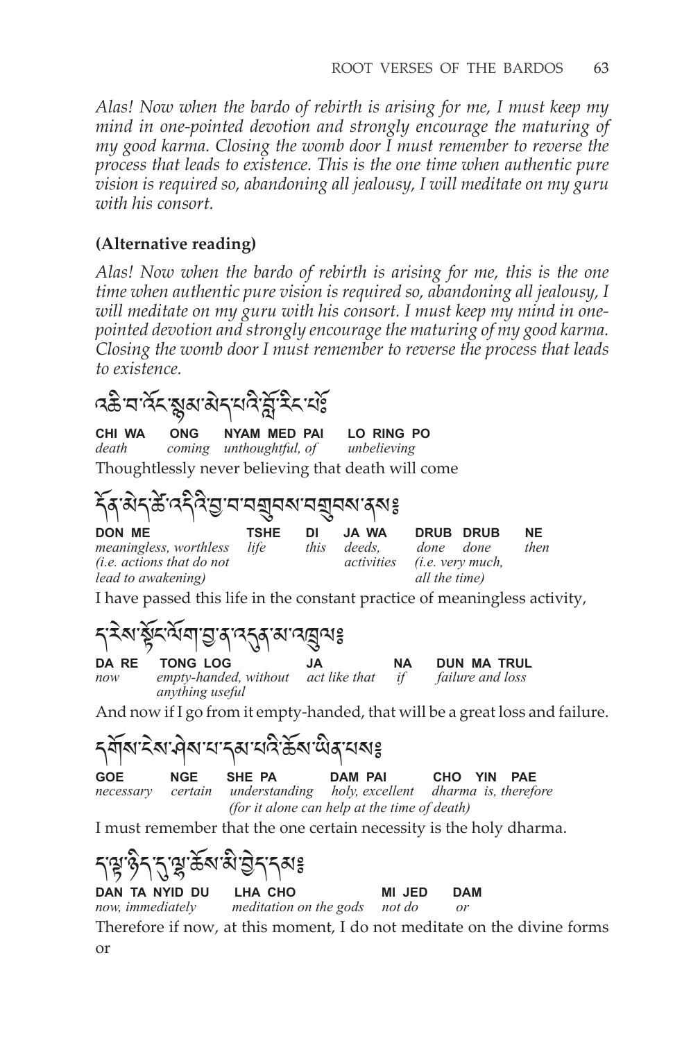*Alas! Now when the bardo of rebirth is arising for me, I must keep my mind in one-pointed devotion and strongly encourage the maturing of my good karma. Closing the womb door I must remember to reverse the process that leads to existence. This is the one time when authentic pure vision is required so, abandoning all jealousy, I will meditate on my guru with his consort.*

**(Alternative reading)**

*Alas! Now when the bardo of rebirth is arising for me, this is the one time when authentic pure vision is required so, abandoning all jealousy, I will meditate on my guru with his consort. I must keep my mind in one-pointed devotion and strongly encourage the maturing of my good karma. Closing the womb door I must remember to reverse the process that leads to existence.*

འཆི་བ་འོང་སྙམ་མེད་པའི་བློ་རིང་པོ༑

| CHI WA | ONG | NYAM MED PAI | LO RING PO |
|---|---|---|---|
| *death* | *coming* | *unthoughtful, of* | *unbelieving* |

Thoughtlessly never believing that death will come

དོན་མེད་ཚེ་འདིའི་བྱ་བ་སྒྲུབས་སྒྲུབས་ནས༔

| DON ME | TSHE | DI | JA WA | DRUB DRUB | NE |
|---|---|---|---|---|---|
| *meaningless, worthless (i.e. actions that do not lead to awakening)* | *life* | *this* | *deeds, activities* | *done done (i.e. very much, all the time)* | *then* |

I have passed this life in the constant practice of meaningless activity,

ད་རེས་སྟོང་ལོག་བྱ་ན་འདུན་མ་འཁྲུལ༔

| DA RE | TONG LOG | JA | NA | DUN MA TRUL |
|---|---|---|---|---|
| *now* | *empty-handed, without anything useful* | *act like that* | *if* | *failure and loss* |

And now if I go from it empty-handed, that will be a great loss and failure.

དགོས་ངེས་ཤེས་པ་དམ་པའི་ཆོས་ཡིན་པས༔

| GOE | NGE | SHE PA | DAM PAI | CHO YIN PAE |
|---|---|---|---|---|
| *necessary* | *certain* | *understanding* | *holy, excellent* | *dharma is, therefore* |
| | | *(for it alone can help at the time of death)* | | |

I must remember that the one certain necessity is the holy dharma.

ད་ལྟ་ཉིད་དུ་ལྷ་ཆོས་མི་བྱེད་དམ༔

| DAN TA NYID DU | LHA CHO | MI JED | DAM |
|---|---|---|---|
| *now, immediately* | *meditation on the gods* | *not do* | *or* |

Therefore if now, at this moment, I do not meditate on the divine forms or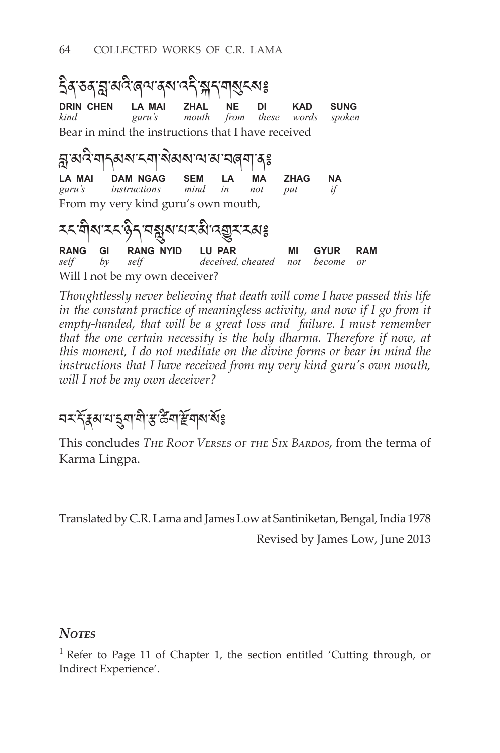དྲིན་ཅན་བླ་མའི་ཞལ་ནས་འདི་སྐད་གསུངས༔

**DRIN CHEN** **LA MAI** **ZHAL** **NE** **DI** **KAD** **SUNG**
*kind* *guru's* *mouth* *from* *these* *words* *spoken*

Bear in mind the instructions that I have received

བླ་མའི་གདམས་ངག་སེམས་ལ་མ་བཞག་ན༔

**LA MAI** **DAM NGAG** **SEM** **LA** **MA** **ZHAG** **NA**
*guru's* *instructions* *mind* *in* *not* *put* *if*

From my very kind guru's own mouth,

རང་གིས་རང་ཉིད་བསླུས་པར་མི་འགྱུར་རམ༔

**RANG** **GI** **RANG NYID** **LU PAR** **MI** **GYUR** **RAM**
*self* *by* *self* *deceived, cheated* *not* *become* *or*

Will I not be my own deceiver?

*Thoughtlessly never believing that death will come I have passed this life in the constant practice of meaningless activity, and now if I go from it empty-handed, that will be a great loss and failure. I must remember that the one certain necessity is the holy dharma. Therefore if now, at this moment, I do not meditate on the divine forms or bear in mind the instructions that I have received from my very kind guru's own mouth, will I not be my own deceiver?*

བར་དོ་རྣམ་པ་དྲུག་གི་རྩ་ཚིག་རྫོགས་སོ༔

This concludes *The Root Verses of the Six Bardos*, from the terma of Karma Lingpa.

Translated by C.R. Lama and James Low at Santiniketan, Bengal, India 1978

Revised by James Low, June 2013

## *Notes*

[1] Refer to Page 11 of Chapter 1, the section entitled 'Cutting through, or Indirect Experience'.